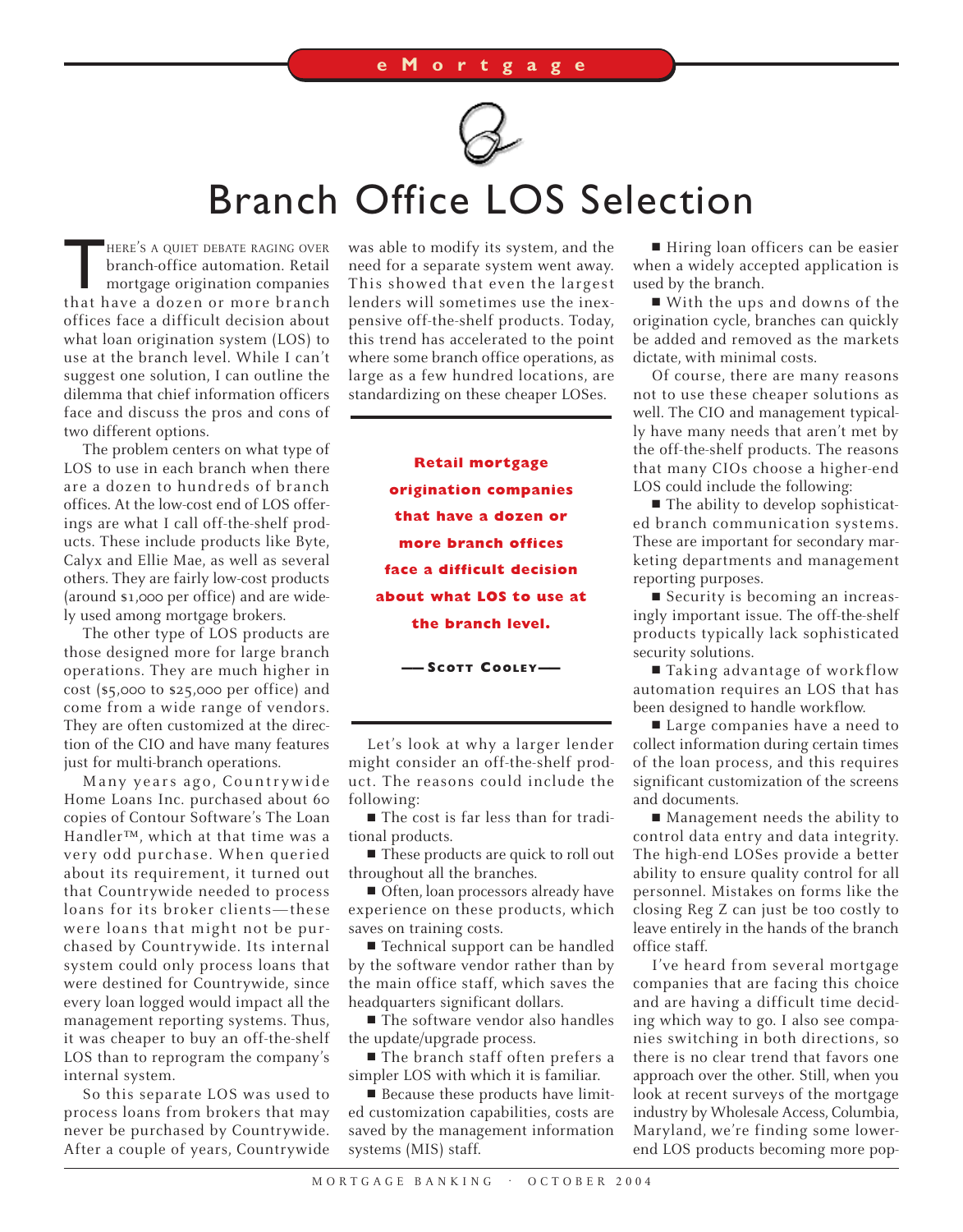# Branch Office LOS Selection

There's a quiet debate raging over branch-office automation. Retail mortgage origination companies that have a dozen or more branch offices face a difficult decision about what loan origination system (LOS) to use at the branch level. While I can't suggest one solution, I can outline the dilemma that chief information officers face and discuss the pros and cons of two different options.

The problem centers on what type of LOS to use in each branch when there are a dozen to hundreds of branch offices. At the low-cost end of LOS offerings are what I call off-the-shelf products. These include products like Byte, Calyx and Ellie Mae, as well as several others. They are fairly low-cost products (around $1,000 per office) and are widely used among mortgage brokers.

The other type of LOS products are those designed more for large branch operations. They are much higher in cost ($5,000 to $25,000 per office) and come from a wide range of vendors. They are often customized at the direction of the CIO and have many features just for multi-branch operations.

Many years ago, Countrywide Home Loans Inc. purchased about 60 copies of Contour Software's The Loan Handler™, which at that time was a very odd purchase. When queried about its requirement, it turned out that Countrywide needed to process loans for its broker clients—these were loans that might not be purchased by Countrywide. Its internal system could only process loans that were destined for Countrywide, since every loan logged would impact all the management reporting systems. Thus, it was cheaper to buy an off-the-shelf LOS than to reprogram the company's internal system.

So this separate LOS was used to process loans from brokers that may never be purchased by Countrywide. After a couple of years, Countrywide was able to modify its system, and the need for a separate system went away. This showed that even the largest lenders will sometimes use the inexpensive off-the-shelf products. Today, this trend has accelerated to the point where some branch office operations, as large as a few hundred locations, are standardizing on these cheaper LOSes.

**Retail mortgage origination companies that have a dozen or more branch offices face a difficult decision about what LOS to use at the branch level.**

**—Scott Cooley—**

Let's look at why a larger lender might consider an off-the-shelf product. The reasons could include the following:

- The cost is far less than for traditional products.
- These products are quick to roll out throughout all the branches.
- Often, loan processors already have experience on these products, which saves on training costs.
- Technical support can be handled by the software vendor rather than by the main office staff, which saves the headquarters significant dollars.
- The software vendor also handles the update/upgrade process.
- The branch staff often prefers a simpler LOS with which it is familiar.
- Because these products have limited customization capabilities, costs are saved by the management information systems (MIS) staff.
- Hiring loan officers can be easier when a widely accepted application is used by the branch.
- With the ups and downs of the origination cycle, branches can quickly be added and removed as the markets dictate, with minimal costs.

Of course, there are many reasons not to use these cheaper solutions as well. The CIO and management typically have many needs that aren't met by the off-the-shelf products. The reasons that many CIOs choose a higher-end LOS could include the following:

- The ability to develop sophisticated branch communication systems. These are important for secondary marketing departments and management reporting purposes.
- Security is becoming an increasingly important issue. The off-the-shelf products typically lack sophisticated security solutions.
- Taking advantage of workflow automation requires an LOS that has been designed to handle workflow.
- Large companies have a need to collect information during certain times of the loan process, and this requires significant customization of the screens and documents.
- Management needs the ability to control data entry and data integrity. The high-end LOSes provide a better ability to ensure quality control for all personnel. Mistakes on forms like the closing Reg Z can just be too costly to leave entirely in the hands of the branch office staff.

I've heard from several mortgage companies that are facing this choice and are having a difficult time deciding which way to go. I also see companies switching in both directions, so there is no clear trend that favors one approach over the other. Still, when you look at recent surveys of the mortgage industry by Wholesale Access, Columbia, Maryland, we're finding some lower-end LOS products becoming more pop-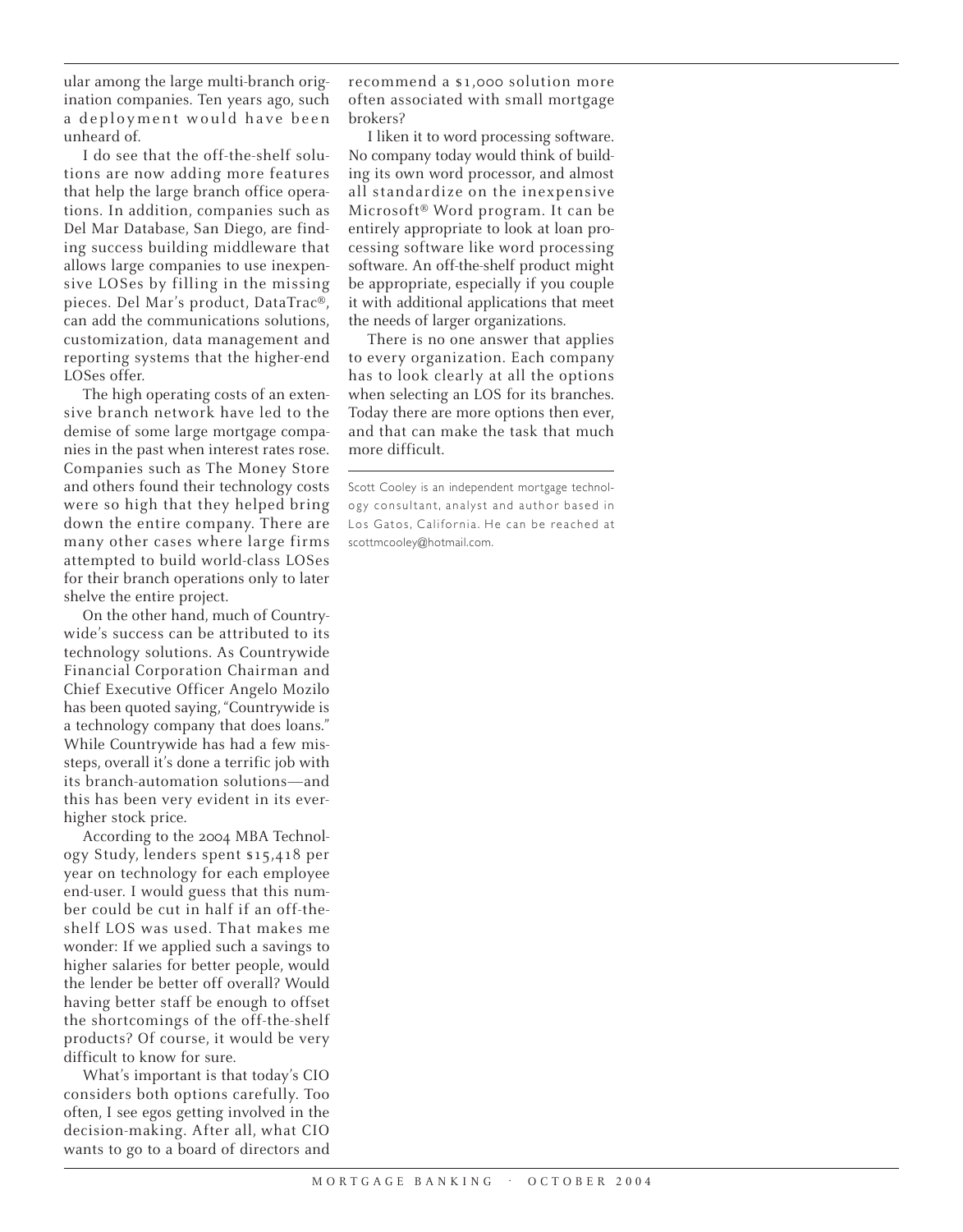ular among the large multi-branch origination companies. Ten years ago, such a deployment would have been unheard of.

I do see that the off-the-shelf solutions are now adding more features that help the large branch office operations. In addition, companies such as Del Mar Database, San Diego, are finding success building middleware that allows large companies to use inexpensive LOSes by filling in the missing pieces. Del Mar's product, DataTrac®, can add the communications solutions, customization, data management and reporting systems that the higher-end LOSes offer.

The high operating costs of an extensive branch network have led to the demise of some large mortgage companies in the past when interest rates rose. Companies such as The Money Store and others found their technology costs were so high that they helped bring down the entire company. There are many other cases where large firms attempted to build world-class LOSes for their branch operations only to later shelve the entire project.

On the other hand, much of Countrywide's success can be attributed to its technology solutions. As Countrywide Financial Corporation Chairman and Chief Executive Officer Angelo Mozilo has been quoted saying, "Countrywide is a technology company that does loans." While Countrywide has had a few missteps, overall it's done a terrific job with its branch-automation solutions—and this has been very evident in its ever-higher stock price.

According to the 2004 MBA Technology Study, lenders spent $15,418 per year on technology for each employee end-user. I would guess that this number could be cut in half if an off-the-shelf LOS was used. That makes me wonder: If we applied such a savings to higher salaries for better people, would the lender be better off overall? Would having better staff be enough to offset the shortcomings of the off-the-shelf products? Of course, it would be very difficult to know for sure.

What's important is that today's CIO considers both options carefully. Too often, I see egos getting involved in the decision-making. After all, what CIO wants to go to a board of directors and recommend a $1,000 solution more often associated with small mortgage brokers?

I liken it to word processing software. No company today would think of building its own word processor, and almost all standardize on the inexpensive Microsoft® Word program. It can be entirely appropriate to look at loan processing software like word processing software. An off-the-shelf product might be appropriate, especially if you couple it with additional applications that meet the needs of larger organizations.

There is no one answer that applies to every organization. Each company has to look clearly at all the options when selecting an LOS for its branches. Today there are more options then ever, and that can make the task that much more difficult.

---

Scott Cooley is an independent mortgage technology consultant, analyst and author based in Los Gatos, California. He can be reached at scottmcooley@hotmail.com.